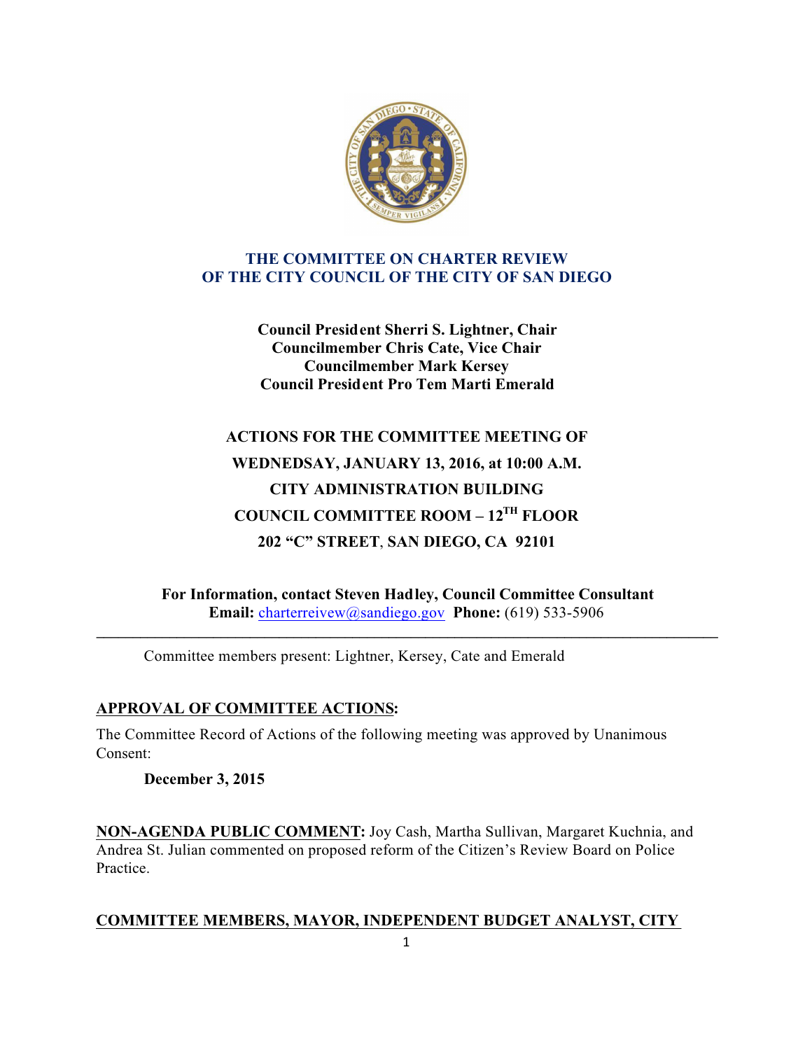# THE COMMITTEE ON CHARTER REVIEW
# OF THE CITY COUNCIL OF THE CITY OF SAN DIEGO

**Council President Sherri S. Lightner, Chair**
**Councilmember Chris Cate, Vice Chair**
**Councilmember Mark Kersey**
**Council President Pro Tem Marti Emerald**

**ACTIONS FOR THE COMMITTEE MEETING OF**
**WEDNESDAY, JANUARY 13, 2016, at 10:00 A.M.**
**CITY ADMINISTRATION BUILDING**
**COUNCIL COMMITTEE ROOM – 12TH FLOOR**
**202 "C" STREET, SAN DIEGO, CA 92101**

**For Information, contact Steven Hadley, Council Committee Consultant**
**Email:** charterreivew@sandiego.gov **Phone:** (619) 533-5906

---

Committee members present: Lightner, Kersey, Cate and Emerald

**APPROVAL OF COMMITTEE ACTIONS:**

The Committee Record of Actions of the following meeting was approved by Unanimous Consent:

**December 3, 2015**

**NON-AGENDA PUBLIC COMMENT:** Joy Cash, Martha Sullivan, Margaret Kuchnia, and Andrea St. Julian commented on proposed reform of the Citizen's Review Board on Police Practice.

**COMMITTEE MEMBERS, MAYOR, INDEPENDENT BUDGET ANALYST, CITY**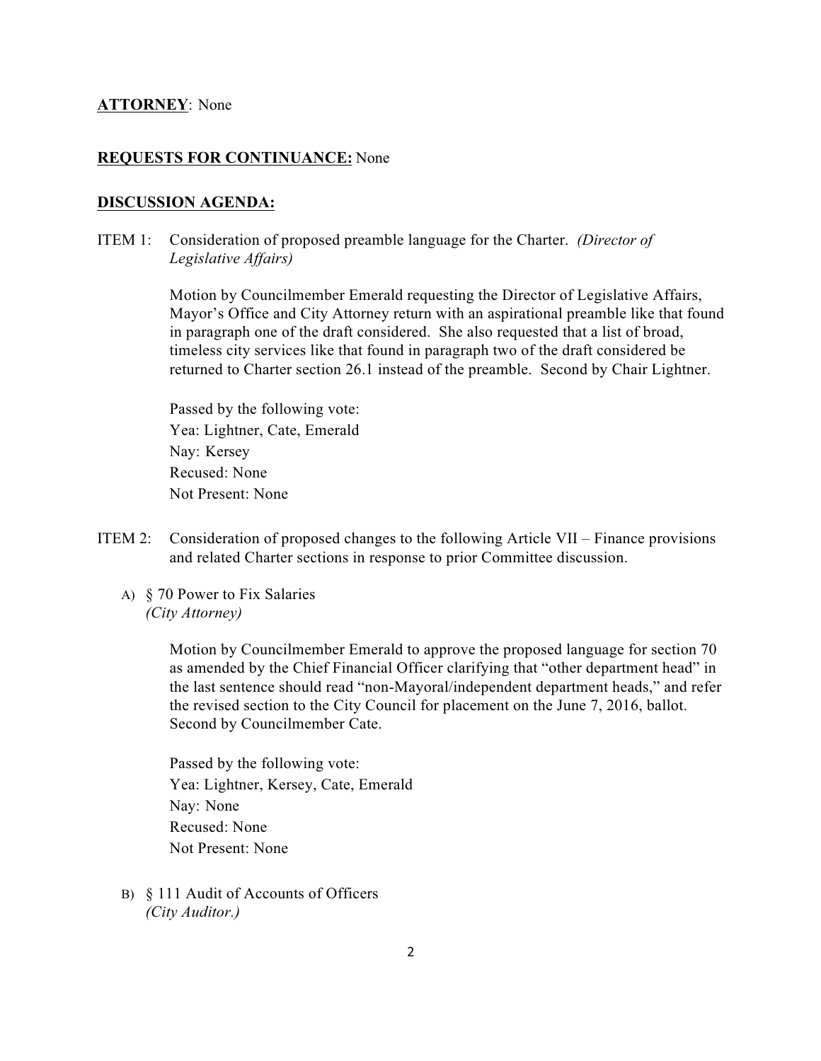**ATTORNEY**: None

**REQUESTS FOR CONTINUANCE:** None

**DISCUSSION AGENDA:**

ITEM 1: Consideration of proposed preamble language for the Charter. *(Director of Legislative Affairs)*

Motion by Councilmember Emerald requesting the Director of Legislative Affairs, Mayor's Office and City Attorney return with an aspirational preamble like that found in paragraph one of the draft considered. She also requested that a list of broad, timeless city services like that found in paragraph two of the draft considered be returned to Charter section 26.1 instead of the preamble. Second by Chair Lightner.

Passed by the following vote:
Yea: Lightner, Cate, Emerald
Nay: Kersey
Recused: None
Not Present: None

ITEM 2: Consideration of proposed changes to the following Article VII – Finance provisions and related Charter sections in response to prior Committee discussion.

A) § 70 Power to Fix Salaries
*(City Attorney)*

Motion by Councilmember Emerald to approve the proposed language for section 70 as amended by the Chief Financial Officer clarifying that "other department head" in the last sentence should read "non-Mayoral/independent department heads," and refer the revised section to the City Council for placement on the June 7, 2016, ballot. Second by Councilmember Cate.

Passed by the following vote:
Yea: Lightner, Kersey, Cate, Emerald
Nay: None
Recused: None
Not Present: None

B) § 111 Audit of Accounts of Officers
*(City Auditor.)*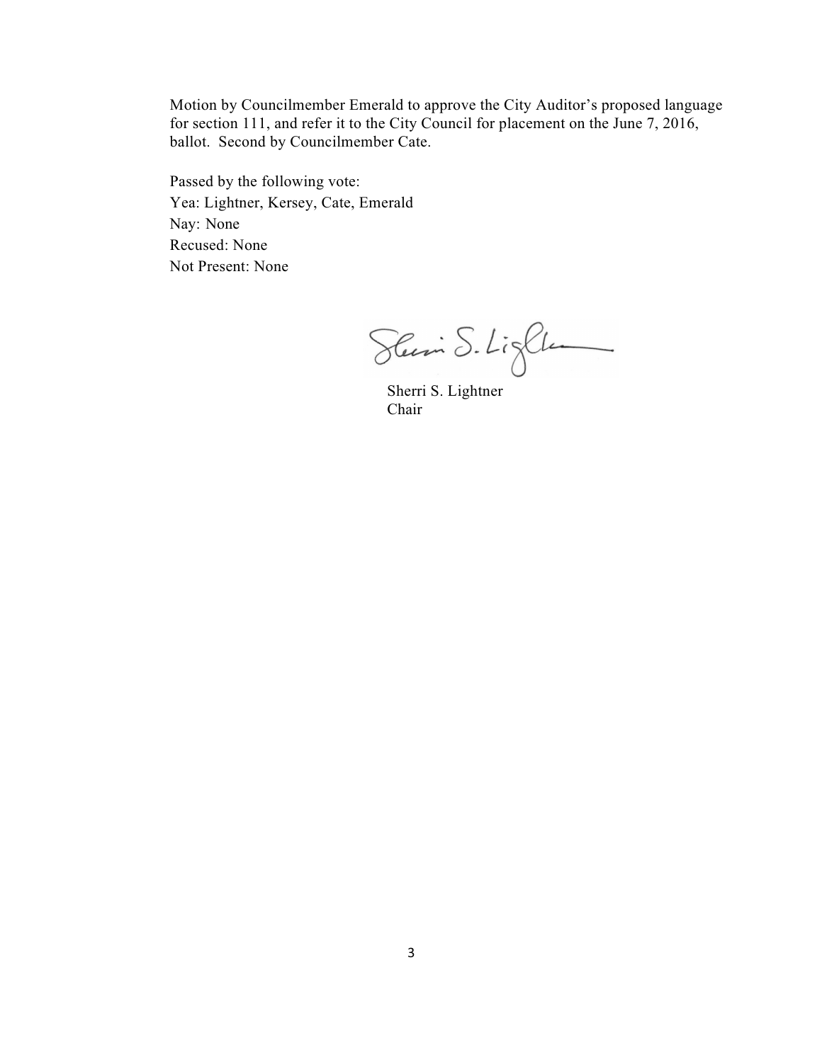Motion by Councilmember Emerald to approve the City Auditor's proposed language for section 111, and refer it to the City Council for placement on the June 7, 2016, ballot. Second by Councilmember Cate.

Passed by the following vote:
Yea: Lightner, Kersey, Cate, Emerald
Nay: None
Recused: None
Not Present: None

Sherri S. Lightner
Chair